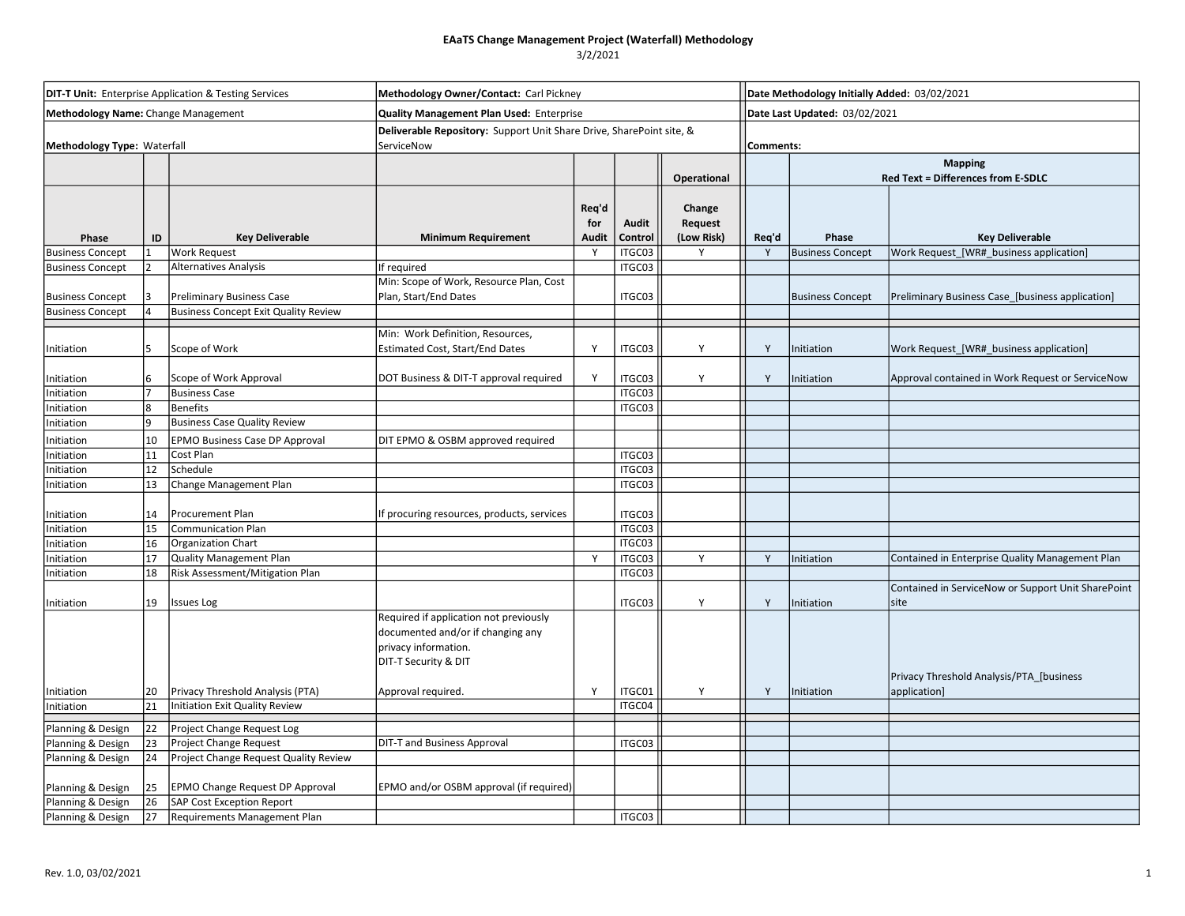**EAaTS Change Management Project (Waterfall) Methodology**

3/2/2021

| | | | | | | | | | |
|---|---|---|---|---|---|---|---|---|---|
| **DIT-T Unit:** Enterprise Application & Testing Services | | | **Methodology Owner/Contact:** Carl Pickney | | | | **Date Methodology Initially Added:** 03/02/2021 | | |
| **Methodology Name:** Change Management | | | **Quality Management Plan Used:** Enterprise | | | | **Date Last Updated:** 03/02/2021 | | |
| **Methodology Type:** Waterfall | | | **Deliverable Repository:** Support Unit Share Drive, SharePoint site, & ServiceNow | | | | **Comments:** | | |
| | | | | | | **Operational** | **Mapping Red Text = Differences from E-SDLC** | | |
| **Phase** | **ID** | **Key Deliverable** | **Minimum Requirement** | **Req'd for Audit** | **Audit Control** | **Change Request (Low Risk)** | **Req'd** | **Phase** | **Key Deliverable** |
| Business Concept | 1 | Work Request | | Y | ITGC03 | Y | Y | Business Concept | Work Request_[WR#_business application] |
| Business Concept | 2 | Alternatives Analysis | If required | | ITGC03 | | | | |
| Business Concept | 3 | Preliminary Business Case | Min: Scope of Work, Resource Plan, Cost Plan, Start/End Dates | | ITGC03 | | | Business Concept | Preliminary Business Case_[business application] |
| Business Concept | 4 | Business Concept Exit Quality Review | | | | | | | |
| | | | | | | | | | |
| Initiation | 5 | Scope of Work | Min: Work Definition, Resources, Estimated Cost, Start/End Dates | Y | ITGC03 | Y | Y | Initiation | Work Request_[WR#_business application] |
| Initiation | 6 | Scope of Work Approval | DOT Business & DIT-T approval required | Y | ITGC03 | Y | Y | Initiation | Approval contained in Work Request or ServiceNow |
| Initiation | 7 | Business Case | | | ITGC03 | | | | |
| Initiation | 8 | Benefits | | | ITGC03 | | | | |
| Initiation | 9 | Business Case Quality Review | | | | | | | |
| Initiation | 10 | EPMO Business Case DP Approval | DIT EPMO & OSBM approved required | | | | | | |
| Initiation | 11 | Cost Plan | | | ITGC03 | | | | |
| Initiation | 12 | Schedule | | | ITGC03 | | | | |
| Initiation | 13 | Change Management Plan | | | ITGC03 | | | | |
| Initiation | 14 | Procurement Plan | If procuring resources, products, services | | ITGC03 | | | | |
| Initiation | 15 | Communication Plan | | | ITGC03 | | | | |
| Initiation | 16 | Organization Chart | | | ITGC03 | | | | |
| Initiation | 17 | Quality Management Plan | | Y | ITGC03 | Y | Y | Initiation | Contained in Enterprise Quality Management Plan |
| Initiation | 18 | Risk Assessment/Mitigation Plan | | | ITGC03 | | | | |
| Initiation | 19 | Issues Log | | | ITGC03 | Y | Y | Initiation | Contained in ServiceNow or Support Unit SharePoint site |
| Initiation | 20 | Privacy Threshold Analysis (PTA) | Required if application not previously documented and/or if changing any privacy information. DIT-T Security & DIT Approval required. | Y | ITGC01 | Y | Y | Initiation | Privacy Threshold Analysis/PTA_[business application] |
| Initiation | 21 | Initiation Exit Quality Review | | | ITGC04 | | | | |
| | | | | | | | | | |
| Planning & Design | 22 | Project Change Request Log | | | | | | | |
| Planning & Design | 23 | Project Change Request | DIT-T and Business Approval | | ITGC03 | | | | |
| Planning & Design | 24 | Project Change Request Quality Review | | | | | | | |
| Planning & Design | 25 | EPMO Change Request DP Approval | EPMO and/or OSBM approval (if required) | | | | | | |
| Planning & Design | 26 | SAP Cost Exception Report | | | | | | | |
| Planning & Design | 27 | Requirements Management Plan | | | ITGC03 | | | | |

Rev. 1.0, 03/02/2021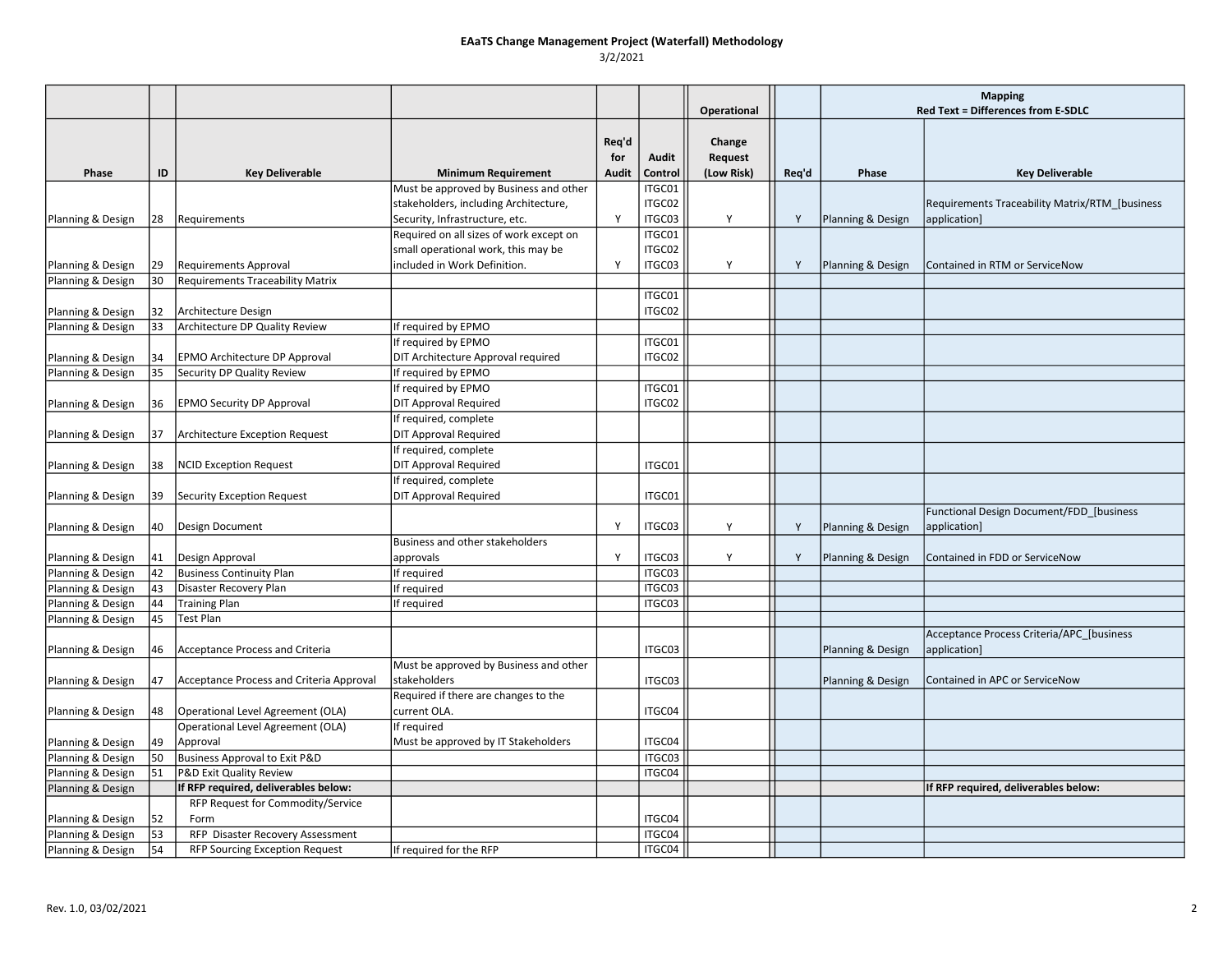# EAaTS Change Management Project (Waterfall) Methodology

3/2/2021

| | | | | | | Operational | | Mapping Red Text = Differences from E-SDLC | |
|---|---|---|---|---|---|---|---|---|---|
| **Phase** | **ID** | **Key Deliverable** | **Minimum Requirement** | **Req'd for Audit** | **Audit Control** | **Change Request (Low Risk)** | **Req'd** | **Phase** | **Key Deliverable** |
| Planning & Design | 28 | Requirements | Must be approved by Business and other stakeholders, including Architecture, Security, Infrastructure, etc. | Y | ITGC01 ITGC02 ITGC03 | Y | Y | Planning & Design | Requirements Traceability Matrix/RTM_[business application] |
| Planning & Design | 29 | Requirements Approval | Required on all sizes of work except on small operational work, this may be included in Work Definition. | Y | ITGC01 ITGC02 ITGC03 | Y | Y | Planning & Design | Contained in RTM or ServiceNow |
| Planning & Design | 30 | Requirements Traceability Matrix | | | | | | | |
| Planning & Design | 32 | Architecture Design | | | ITGC01 ITGC02 | | | | |
| Planning & Design | 33 | Architecture DP Quality Review | If required by EPMO | | | | | | |
| Planning & Design | 34 | EPMO Architecture DP Approval | If required by EPMO DIT Architecture Approval required | | ITGC01 ITGC02 | | | | |
| Planning & Design | 35 | Security DP Quality Review | If required by EPMO | | | | | | |
| Planning & Design | 36 | EPMO Security DP Approval | If required by EPMO DIT Approval Required | | ITGC01 ITGC02 | | | | |
| Planning & Design | 37 | Architecture Exception Request | If required, complete DIT Approval Required | | | | | | |
| Planning & Design | 38 | NCID Exception Request | If required, complete DIT Approval Required | | ITGC01 | | | | |
| Planning & Design | 39 | Security Exception Request | If required, complete DIT Approval Required | | ITGC01 | | | | |
| Planning & Design | 40 | Design Document | | Y | ITGC03 | Y | Y | Planning & Design | Functional Design Document/FDD_[business application] |
| Planning & Design | 41 | Design Approval | Business and other stakeholders approvals | Y | ITGC03 | Y | Y | Planning & Design | Contained in FDD or ServiceNow |
| Planning & Design | 42 | Business Continuity Plan | If required | | ITGC03 | | | | |
| Planning & Design | 43 | Disaster Recovery Plan | If required | | ITGC03 | | | | |
| Planning & Design | 44 | Training Plan | If required | | ITGC03 | | | | |
| Planning & Design | 45 | Test Plan | | | | | | | |
| Planning & Design | 46 | Acceptance Process and Criteria | | | ITGC03 | | | Planning & Design | Acceptance Process Criteria/APC_[business application] |
| Planning & Design | 47 | Acceptance Process and Criteria Approval | Must be approved by Business and other stakeholders | | ITGC03 | | | Planning & Design | Contained in APC or ServiceNow |
| Planning & Design | 48 | Operational Level Agreement (OLA) | Required if there are changes to the current OLA. | | ITGC04 | | | | |
| Planning & Design | 49 | Operational Level Agreement (OLA) Approval | If required Must be approved by IT Stakeholders | | ITGC04 | | | | |
| Planning & Design | 50 | Business Approval to Exit P&D | | | ITGC03 | | | | |
| Planning & Design | 51 | P&D Exit Quality Review | | | ITGC04 | | | | |
| Planning & Design | | **If RFP required, deliverables below:** | | | | | | | **If RFP required, deliverables below:** |
| Planning & Design | 52 | RFP Request for Commodity/Service Form | | | ITGC04 | | | | |
| Planning & Design | 53 | RFP Disaster Recovery Assessment | | | ITGC04 | | | | |
| Planning & Design | 54 | RFP Sourcing Exception Request | If required for the RFP | | ITGC04 | | | | |

Rev. 1.0, 03/02/2021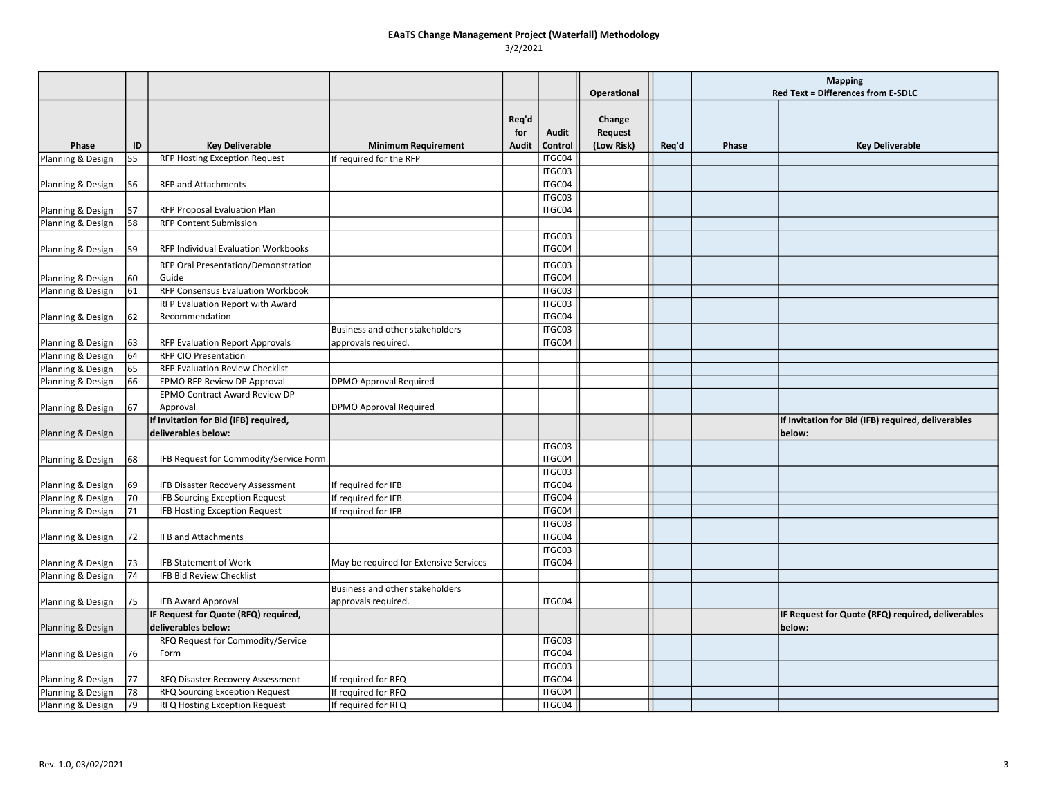# EAaTS Change Management Project (Waterfall) Methodology

3/2/2021

| | | | | | | Operational | | Mapping Red Text = Differences from E-SDLC | |
|---|---|---|---|---|---|---|---|---|---|
| Phase | ID | Key Deliverable | Minimum Requirement | Req'd for Audit | Audit Control | Change Request (Low Risk) | Req'd | Phase | Key Deliverable |
| Planning & Design | 55 | RFP Hosting Exception Request | If required for the RFP | | ITGC04 | | | | |
| Planning & Design | 56 | RFP and Attachments | | | ITGC03 ITGC04 | | | | |
| Planning & Design | 57 | RFP Proposal Evaluation Plan | | | ITGC03 ITGC04 | | | | |
| Planning & Design | 58 | RFP Content Submission | | | | | | | |
| Planning & Design | 59 | RFP Individual Evaluation Workbooks | | | ITGC03 ITGC04 | | | | |
| Planning & Design | 60 | RFP Oral Presentation/Demonstration Guide | | | ITGC03 ITGC04 | | | | |
| Planning & Design | 61 | RFP Consensus Evaluation Workbook | | | ITGC03 | | | | |
| Planning & Design | 62 | RFP Evaluation Report with Award Recommendation | | | ITGC03 ITGC04 | | | | |
| Planning & Design | 63 | RFP Evaluation Report Approvals | Business and other stakeholders approvals required. | | ITGC03 ITGC04 | | | | |
| Planning & Design | 64 | RFP CIO Presentation | | | | | | | |
| Planning & Design | 65 | RFP Evaluation Review Checklist | | | | | | | |
| Planning & Design | 66 | EPMO RFP Review DP Approval | DPMO Approval Required | | | | | | |
| Planning & Design | 67 | EPMO Contract Award Review DP Approval | DPMO Approval Required | | | | | | |
| Planning & Design | | **If Invitation for Bid (IFB) required, deliverables below:** | | | | | | | **If Invitation for Bid (IFB) required, deliverables below:** |
| Planning & Design | 68 | IFB Request for Commodity/Service Form | | | ITGC03 ITGC04 | | | | |
| Planning & Design | 69 | IFB Disaster Recovery Assessment | If required for IFB | | ITGC03 ITGC04 | | | | |
| Planning & Design | 70 | IFB Sourcing Exception Request | If required for IFB | | ITGC04 | | | | |
| Planning & Design | 71 | IFB Hosting Exception Request | If required for IFB | | ITGC04 | | | | |
| Planning & Design | 72 | IFB and Attachments | | | ITGC03 ITGC04 | | | | |
| Planning & Design | 73 | IFB Statement of Work | May be required for Extensive Services | | ITGC03 ITGC04 | | | | |
| Planning & Design | 74 | IFB Bid Review Checklist | | | | | | | |
| Planning & Design | 75 | IFB Award Approval | Business and other stakeholders approvals required. | | ITGC04 | | | | |
| Planning & Design | | **IF Request for Quote (RFQ) required, deliverables below:** | | | | | | | **IF Request for Quote (RFQ) required, deliverables below:** |
| Planning & Design | 76 | RFQ Request for Commodity/Service Form | | | ITGC03 ITGC04 | | | | |
| Planning & Design | 77 | RFQ Disaster Recovery Assessment | If required for RFQ | | ITGC03 ITGC04 | | | | |
| Planning & Design | 78 | RFQ Sourcing Exception Request | If required for RFQ | | ITGC04 | | | | |
| Planning & Design | 79 | RFQ Hosting Exception Request | If required for RFQ | | ITGC04 | | | | |

Rev. 1.0, 03/02/2021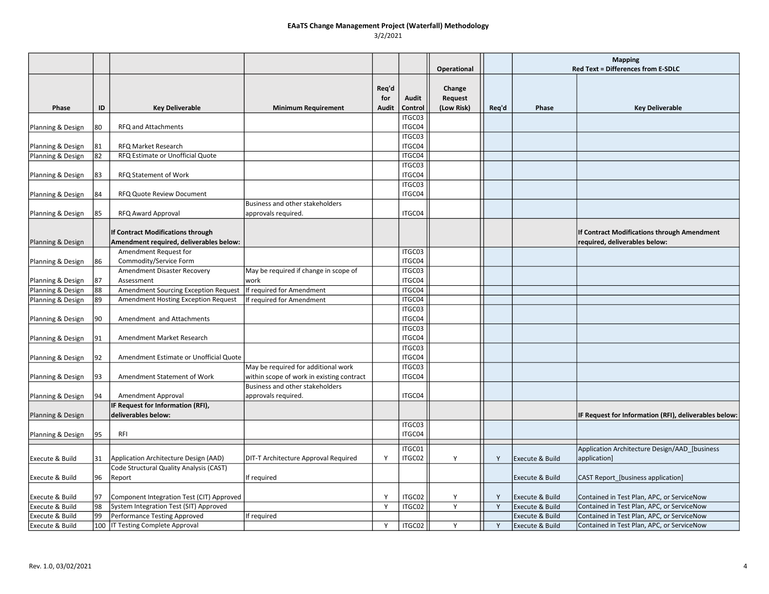# EAaTS Change Management Project (Waterfall) Methodology

3/2/2021

| | | | | | | Operational | | Mapping Red Text = Differences from E-SDLC | |
|---|---|---|---|---|---|---|---|---|---|
| **Phase** | **ID** | **Key Deliverable** | **Minimum Requirement** | **Req'd for Audit** | **Audit Control** | **Change Request (Low Risk)** | **Req'd** | **Phase** | **Key Deliverable** |
| Planning & Design | 80 | RFQ and Attachments | | | ITGC03 ITGC04 | | | | |
| Planning & Design | 81 | RFQ Market Research | | | ITGC03 ITGC04 | | | | |
| Planning & Design | 82 | RFQ Estimate or Unofficial Quote | | | ITGC04 | | | | |
| Planning & Design | 83 | RFQ Statement of Work | | | ITGC03 ITGC04 | | | | |
| Planning & Design | 84 | RFQ Quote Review Document | | | ITGC03 ITGC04 | | | | |
| Planning & Design | 85 | RFQ Award Approval | Business and other stakeholders approvals required. | | ITGC04 | | | | |
| Planning & Design | | **If Contract Modifications through Amendment required, deliverables below:** | | | | | | | **If Contract Modifications through Amendment required, deliverables below:** |
| Planning & Design | 86 | Amendment Request for Commodity/Service Form | | | ITGC03 ITGC04 | | | | |
| Planning & Design | 87 | Amendment Disaster Recovery Assessment | May be required if change in scope of work | | ITGC03 ITGC04 | | | | |
| Planning & Design | 88 | Amendment Sourcing Exception Request | If required for Amendment | | ITGC04 | | | | |
| Planning & Design | 89 | Amendment Hosting Exception Request | If required for Amendment | | ITGC04 | | | | |
| Planning & Design | 90 | Amendment and Attachments | | | ITGC03 ITGC04 | | | | |
| Planning & Design | 91 | Amendment Market Research | | | ITGC03 ITGC04 | | | | |
| Planning & Design | 92 | Amendment Estimate or Unofficial Quote | | | ITGC03 ITGC04 | | | | |
| Planning & Design | 93 | Amendment Statement of Work | May be required for additional work within scope of work in existing contract | | ITGC03 ITGC04 | | | | |
| Planning & Design | 94 | Amendment Approval | Business and other stakeholders approvals required. | | ITGC04 | | | | |
| Planning & Design | | **IF Request for Information (RFI), deliverables below:** | | | | | | | **IF Request for Information (RFI), deliverables below:** |
| Planning & Design | 95 | RFI | | | ITGC03 ITGC04 | | | | |
| Execute & Build | 31 | Application Architecture Design (AAD) | DIT-T Architecture Approval Required | Y | ITGC01 ITGC02 | Y | Y | Execute & Build | Application Architecture Design/AAD_[business application] |
| Execute & Build | 96 | Code Structural Quality Analysis (CAST) Report | If required | | | | | Execute & Build | CAST Report_[business application] |
| Execute & Build | 97 | Component Integration Test (CIT) Approved | | Y | ITGC02 | Y | Y | Execute & Build | Contained in Test Plan, APC, or ServiceNow |
| Execute & Build | 98 | System Integration Test (SIT) Approved | | Y | ITGC02 | Y | Y | Execute & Build | Contained in Test Plan, APC, or ServiceNow |
| Execute & Build | 99 | Performance Testing Approved | If required | | | | | Execute & Build | Contained in Test Plan, APC, or ServiceNow |
| Execute & Build | 100 | IT Testing Complete Approval | | Y | ITGC02 | Y | Y | Execute & Build | Contained in Test Plan, APC, or ServiceNow |

Rev. 1.0, 03/02/2021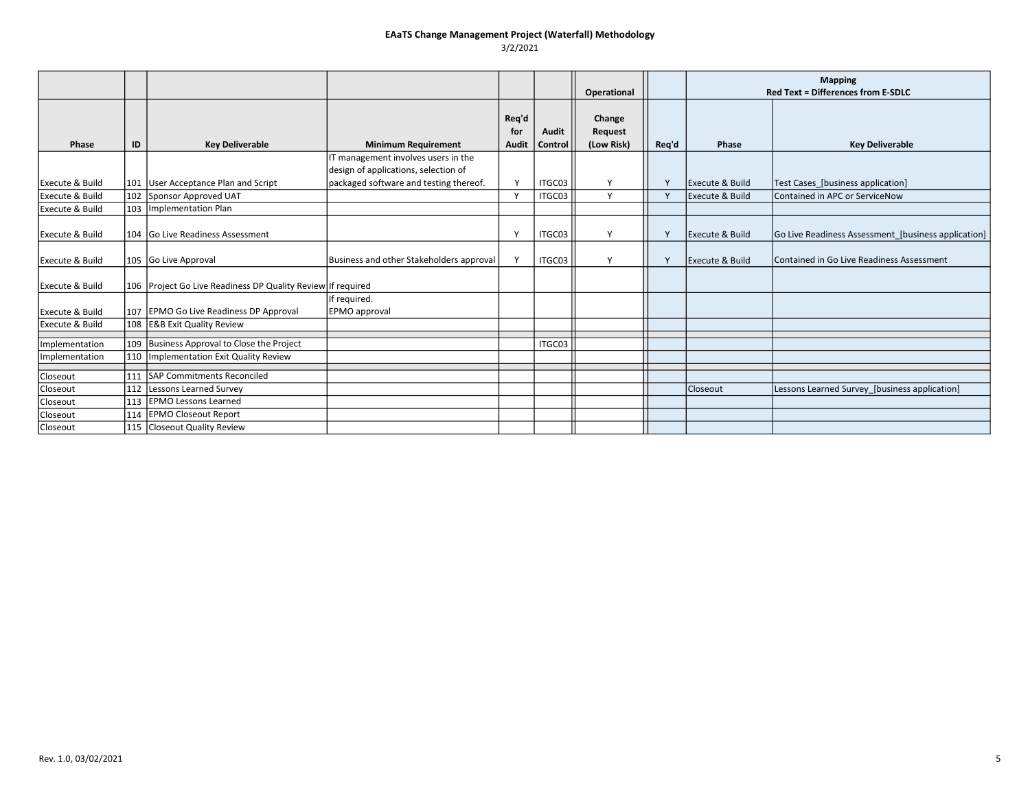**EAaTS Change Management Project (Waterfall) Methodology**

3/2/2021

| | | | | | | Operational | | Mapping<br>Red Text = Differences from E-SDLC | |
|---|---|---|---|---|---|---|---|---|---|
| Phase | ID | Key Deliverable | Minimum Requirement | Req'd for Audit | Audit Control | Change Request (Low Risk) | Req'd | Phase | Key Deliverable |
| Execute & Build | 101 | User Acceptance Plan and Script | IT management involves users in the design of applications, selection of packaged software and testing thereof. | Y | ITGC03 | Y | Y | Execute & Build | Test Cases_[business application] |
| Execute & Build | 102 | Sponsor Approved UAT | | Y | ITGC03 | Y | Y | Execute & Build | Contained in APC or ServiceNow |
| Execute & Build | 103 | Implementation Plan | | | | | | | |
| Execute & Build | 104 | Go Live Readiness Assessment | | Y | ITGC03 | Y | Y | Execute & Build | Go Live Readiness Assessment_[business application] |
| Execute & Build | 105 | Go Live Approval | Business and other Stakeholders approval | Y | ITGC03 | Y | Y | Execute & Build | Contained in Go Live Readiness Assessment |
| Execute & Build | 106 | Project Go Live Readiness DP Quality Review | If required | | | | | | |
| Execute & Build | 107 | EPMO Go Live Readiness DP Approval | If required.<br>EPMO approval | | | | | | |
| Execute & Build | 108 | E&B Exit Quality Review | | | | | | | |
| | | | | | | | | | |
| Implementation | 109 | Business Approval to Close the Project | | | ITGC03 | | | | |
| Implementation | 110 | Implementation Exit Quality Review | | | | | | | |
| | | | | | | | | | |
| Closeout | 111 | SAP Commitments Reconciled | | | | | | | |
| Closeout | 112 | Lessons Learned Survey | | | | | | Closeout | Lessons Learned Survey_[business application] |
| Closeout | 113 | EPMO Lessons Learned | | | | | | | |
| Closeout | 114 | EPMO Closeout Report | | | | | | | |
| Closeout | 115 | Closeout Quality Review | | | | | | | |

Rev. 1.0, 03/02/2021